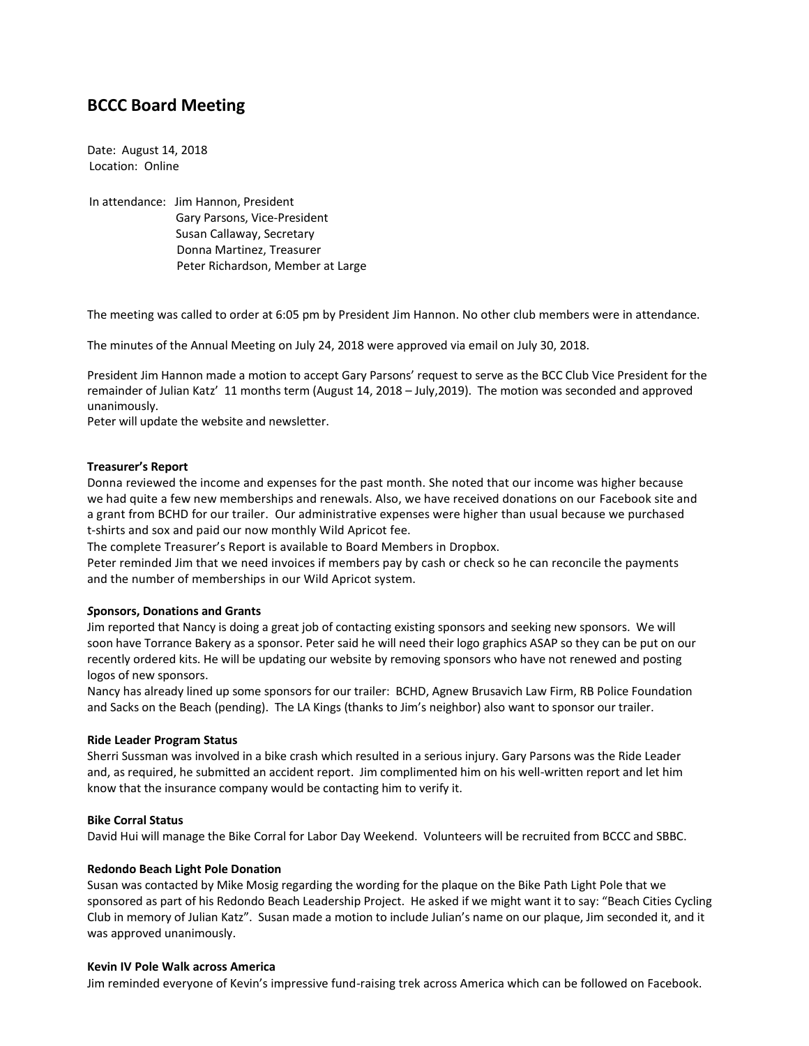# BCCC Board Meeting

Date: August 14, 2018
Location: Online

In attendance: Jim Hannon, President
Gary Parsons, Vice-President
Susan Callaway, Secretary
Donna Martinez, Treasurer
Peter Richardson, Member at Large

The meeting was called to order at 6:05 pm by President Jim Hannon. No other club members were in attendance.

The minutes of the Annual Meeting on July 24, 2018 were approved via email on July 30, 2018.

President Jim Hannon made a motion to accept Gary Parsons' request to serve as the BCC Club Vice President for the remainder of Julian Katz' 11 months term (August 14, 2018 – July,2019). The motion was seconded and approved unanimously.
Peter will update the website and newsletter.

**Treasurer's Report**
Donna reviewed the income and expenses for the past month. She noted that our income was higher because we had quite a few new memberships and renewals. Also, we have received donations on our Facebook site and a grant from BCHD for our trailer. Our administrative expenses were higher than usual because we purchased t-shirts and sox and paid our now monthly Wild Apricot fee.
The complete Treasurer's Report is available to Board Members in Dropbox.
Peter reminded Jim that we need invoices if members pay by cash or check so he can reconcile the payments and the number of memberships in our Wild Apricot system.

***S*ponsors, Donations and Grants**
Jim reported that Nancy is doing a great job of contacting existing sponsors and seeking new sponsors. We will soon have Torrance Bakery as a sponsor. Peter said he will need their logo graphics ASAP so they can be put on our recently ordered kits. He will be updating our website by removing sponsors who have not renewed and posting logos of new sponsors.
Nancy has already lined up some sponsors for our trailer: BCHD, Agnew Brusavich Law Firm, RB Police Foundation and Sacks on the Beach (pending). The LA Kings (thanks to Jim's neighbor) also want to sponsor our trailer.

**Ride Leader Program Status**
Sherri Sussman was involved in a bike crash which resulted in a serious injury. Gary Parsons was the Ride Leader and, as required, he submitted an accident report. Jim complimented him on his well-written report and let him know that the insurance company would be contacting him to verify it.

**Bike Corral Status**
David Hui will manage the Bike Corral for Labor Day Weekend. Volunteers will be recruited from BCCC and SBBC.

**Redondo Beach Light Pole Donation**
Susan was contacted by Mike Mosig regarding the wording for the plaque on the Bike Path Light Pole that we sponsored as part of his Redondo Beach Leadership Project. He asked if we might want it to say: "Beach Cities Cycling Club in memory of Julian Katz". Susan made a motion to include Julian's name on our plaque, Jim seconded it, and it was approved unanimously.

**Kevin IV Pole Walk across America**
Jim reminded everyone of Kevin's impressive fund-raising trek across America which can be followed on Facebook.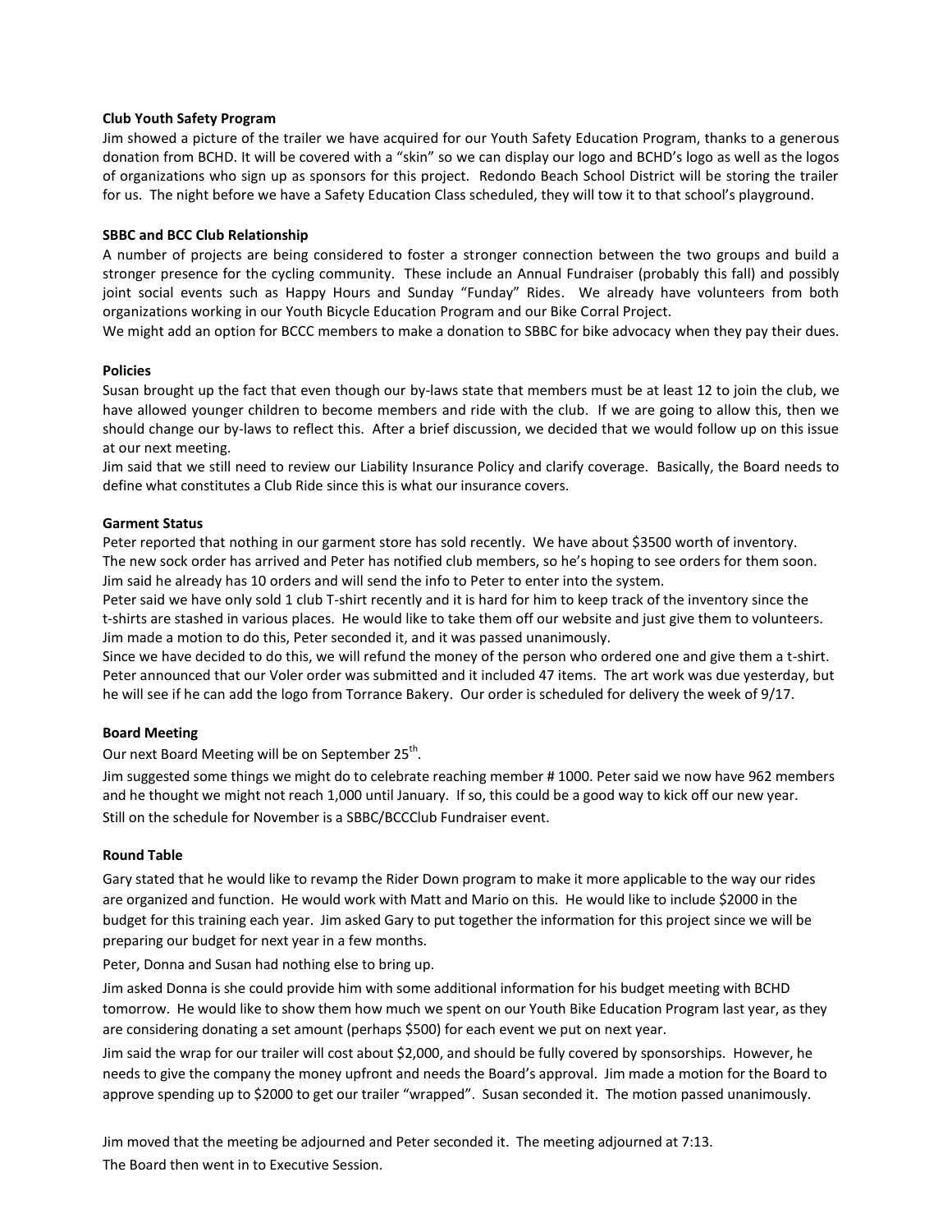**Club Youth Safety Program**

Jim showed a picture of the trailer we have acquired for our Youth Safety Education Program, thanks to a generous donation from BCHD. It will be covered with a "skin" so we can display our logo and BCHD's logo as well as the logos of organizations who sign up as sponsors for this project. Redondo Beach School District will be storing the trailer for us. The night before we have a Safety Education Class scheduled, they will tow it to that school's playground.

**SBBC and BCC Club Relationship**

A number of projects are being considered to foster a stronger connection between the two groups and build a stronger presence for the cycling community. These include an Annual Fundraiser (probably this fall) and possibly joint social events such as Happy Hours and Sunday "Funday" Rides. We already have volunteers from both organizations working in our Youth Bicycle Education Program and our Bike Corral Project.

We might add an option for BCCC members to make a donation to SBBC for bike advocacy when they pay their dues.

**Policies**

Susan brought up the fact that even though our by-laws state that members must be at least 12 to join the club, we have allowed younger children to become members and ride with the club. If we are going to allow this, then we should change our by-laws to reflect this. After a brief discussion, we decided that we would follow up on this issue at our next meeting.

Jim said that we still need to review our Liability Insurance Policy and clarify coverage. Basically, the Board needs to define what constitutes a Club Ride since this is what our insurance covers.

**Garment Status**

Peter reported that nothing in our garment store has sold recently. We have about $3500 worth of inventory.
The new sock order has arrived and Peter has notified club members, so he's hoping to see orders for them soon.
Jim said he already has 10 orders and will send the info to Peter to enter into the system.
Peter said we have only sold 1 club T-shirt recently and it is hard for him to keep track of the inventory since the t-shirts are stashed in various places. He would like to take them off our website and just give them to volunteers.
Jim made a motion to do this, Peter seconded it, and it was passed unanimously.
Since we have decided to do this, we will refund the money of the person who ordered one and give them a t-shirt.
Peter announced that our Voler order was submitted and it included 47 items. The art work was due yesterday, but he will see if he can add the logo from Torrance Bakery. Our order is scheduled for delivery the week of 9/17.

**Board Meeting**

Our next Board Meeting will be on September 25th.

Jim suggested some things we might do to celebrate reaching member # 1000. Peter said we now have 962 members and he thought we might not reach 1,000 until January. If so, this could be a good way to kick off our new year.
Still on the schedule for November is a SBBC/BCCClub Fundraiser event.

**Round Table**

Gary stated that he would like to revamp the Rider Down program to make it more applicable to the way our rides are organized and function. He would work with Matt and Mario on this. He would like to include $2000 in the budget for this training each year. Jim asked Gary to put together the information for this project since we will be preparing our budget for next year in a few months.

Peter, Donna and Susan had nothing else to bring up.

Jim asked Donna is she could provide him with some additional information for his budget meeting with BCHD tomorrow. He would like to show them how much we spent on our Youth Bike Education Program last year, as they are considering donating a set amount (perhaps $500) for each event we put on next year.

Jim said the wrap for our trailer will cost about $2,000, and should be fully covered by sponsorships. However, he needs to give the company the money upfront and needs the Board's approval. Jim made a motion for the Board to approve spending up to $2000 to get our trailer "wrapped". Susan seconded it. The motion passed unanimously.

Jim moved that the meeting be adjourned and Peter seconded it. The meeting adjourned at 7:13.
The Board then went in to Executive Session.